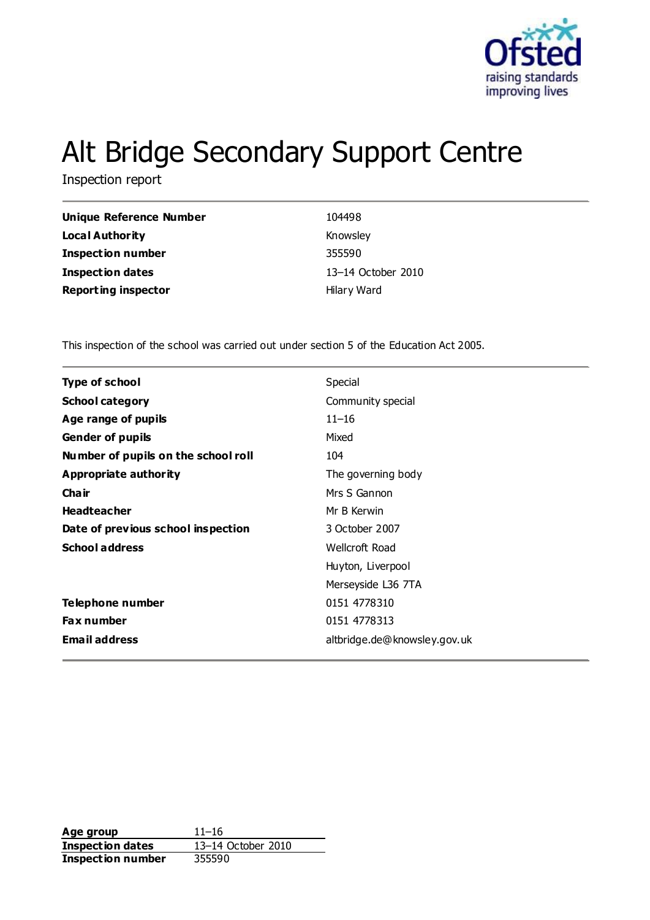# Alt Bridge Secondary Support Centre

Inspection report

| | |
|---|---|
| **Unique Reference Number** | 104498 |
| **Local Authority** | Knowsley |
| **Inspection number** | 355590 |
| **Inspection dates** | 13–14 October 2010 |
| **Reporting inspector** | Hilary Ward |

This inspection of the school was carried out under section 5 of the Education Act 2005.

| | |
|---|---|
| **Type of school** | Special |
| **School category** | Community special |
| **Age range of pupils** | 11–16 |
| **Gender of pupils** | Mixed |
| **Number of pupils on the school roll** | 104 |
| **Appropriate authority** | The governing body |
| **Chair** | Mrs S Gannon |
| **Headteacher** | Mr B Kerwin |
| **Date of previous school inspection** | 3 October 2007 |
| **School address** | Wellcroft Road<br>Huyton, Liverpool<br>Merseyside L36 7TA |
| **Telephone number** | 0151 4778310 |
| **Fax number** | 0151 4778313 |
| **Email address** | altbridge.de@knowsley.gov.uk |

| | |
|---|---|
| **Age group** | 11–16 |
| **Inspection dates** | 13–14 October 2010 |
| **Inspection number** | 355590 |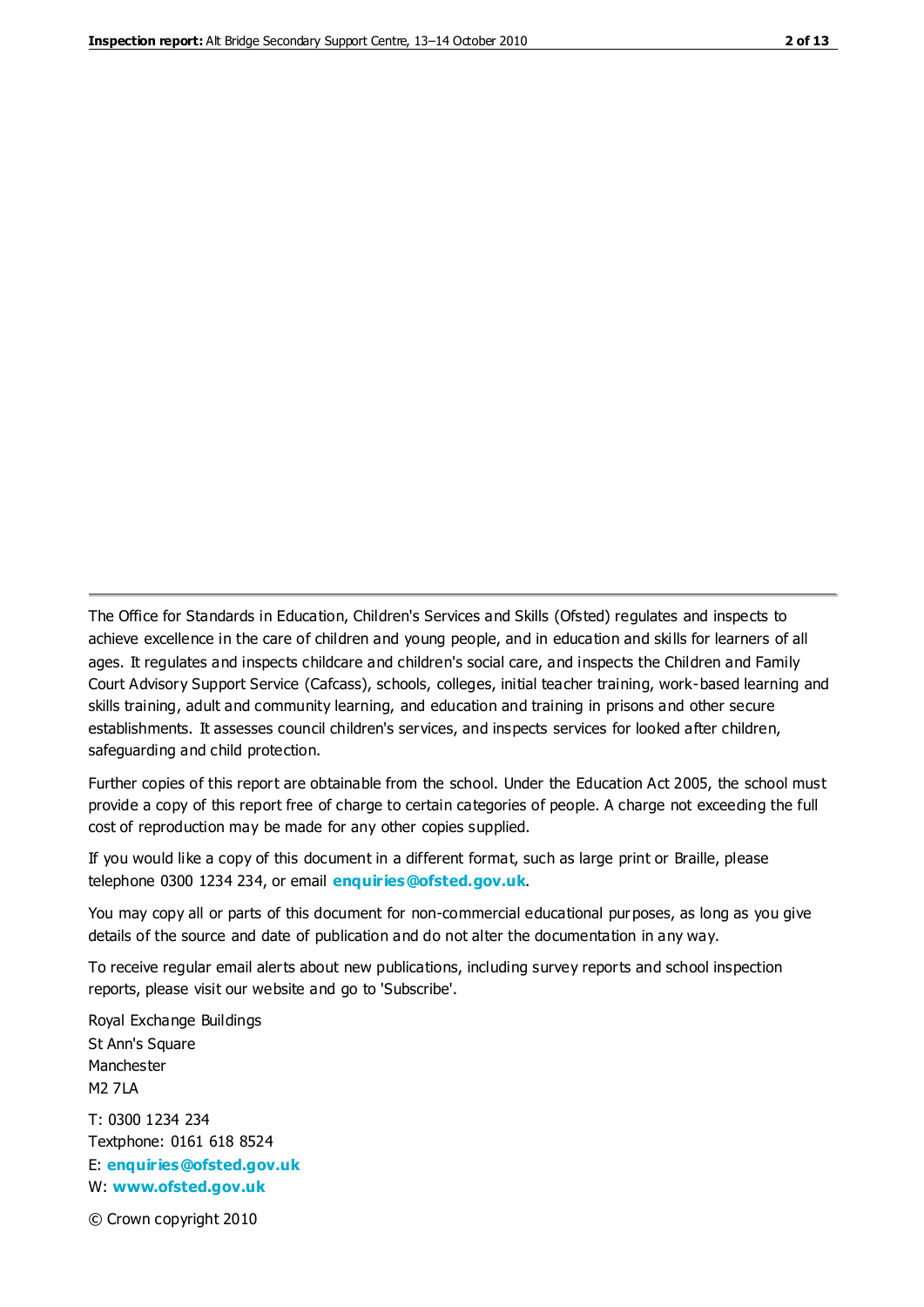The Office for Standards in Education, Children's Services and Skills (Ofsted) regulates and inspects to achieve excellence in the care of children and young people, and in education and skills for learners of all ages. It regulates and inspects childcare and children's social care, and inspects the Children and Family Court Advisory Support Service (Cafcass), schools, colleges, initial teacher training, work-based learning and skills training, adult and community learning, and education and training in prisons and other secure establishments. It assesses council children's services, and inspects services for looked after children, safeguarding and child protection.

Further copies of this report are obtainable from the school. Under the Education Act 2005, the school must provide a copy of this report free of charge to certain categories of people. A charge not exceeding the full cost of reproduction may be made for any other copies supplied.

If you would like a copy of this document in a different format, such as large print or Braille, please telephone 0300 1234 234, or email **enquiries@ofsted.gov.uk**.

You may copy all or parts of this document for non-commercial educational purposes, as long as you give details of the source and date of publication and do not alter the documentation in any way.

To receive regular email alerts about new publications, including survey reports and school inspection reports, please visit our website and go to 'Subscribe'.

Royal Exchange Buildings
St Ann's Square
Manchester
M2 7LA

T: 0300 1234 234
Textphone: 0161 618 8524
E: **enquiries@ofsted.gov.uk**
W: **www.ofsted.gov.uk**

© Crown copyright 2010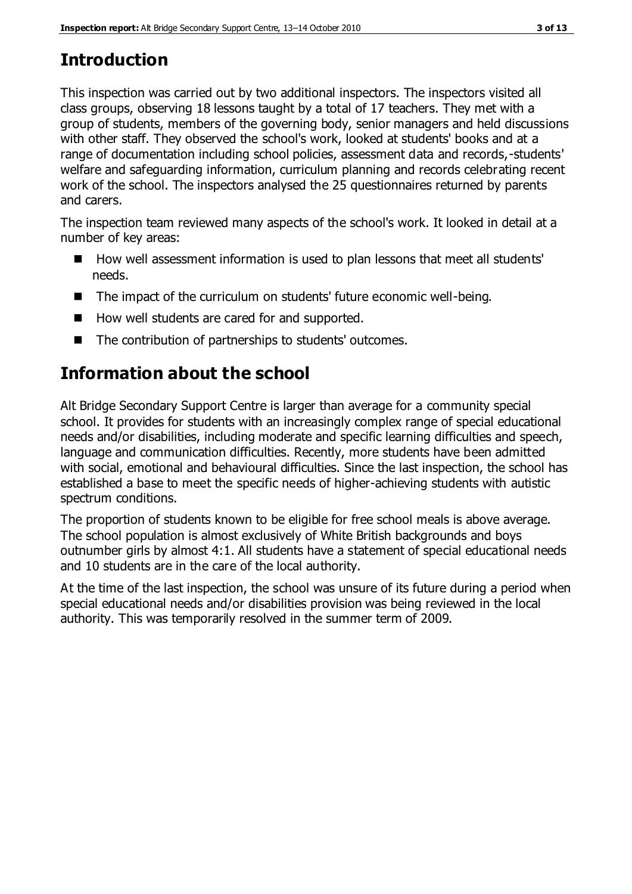## Introduction

This inspection was carried out by two additional inspectors. The inspectors visited all class groups, observing 18 lessons taught by a total of 17 teachers. They met with a group of students, members of the governing body, senior managers and held discussions with other staff. They observed the school's work, looked at students' books and at a range of documentation including school policies, assessment data and records,-students' welfare and safeguarding information, curriculum planning and records celebrating recent work of the school. The inspectors analysed the 25 questionnaires returned by parents and carers.

The inspection team reviewed many aspects of the school's work. It looked in detail at a number of key areas:

- How well assessment information is used to plan lessons that meet all students' needs.
- The impact of the curriculum on students' future economic well-being.
- How well students are cared for and supported.
- The contribution of partnerships to students' outcomes.

## Information about the school

Alt Bridge Secondary Support Centre is larger than average for a community special school. It provides for students with an increasingly complex range of special educational needs and/or disabilities, including moderate and specific learning difficulties and speech, language and communication difficulties. Recently, more students have been admitted with social, emotional and behavioural difficulties. Since the last inspection, the school has established a base to meet the specific needs of higher-achieving students with autistic spectrum conditions.

The proportion of students known to be eligible for free school meals is above average. The school population is almost exclusively of White British backgrounds and boys outnumber girls by almost 4:1. All students have a statement of special educational needs and 10 students are in the care of the local authority.

At the time of the last inspection, the school was unsure of its future during a period when special educational needs and/or disabilities provision was being reviewed in the local authority. This was temporarily resolved in the summer term of 2009.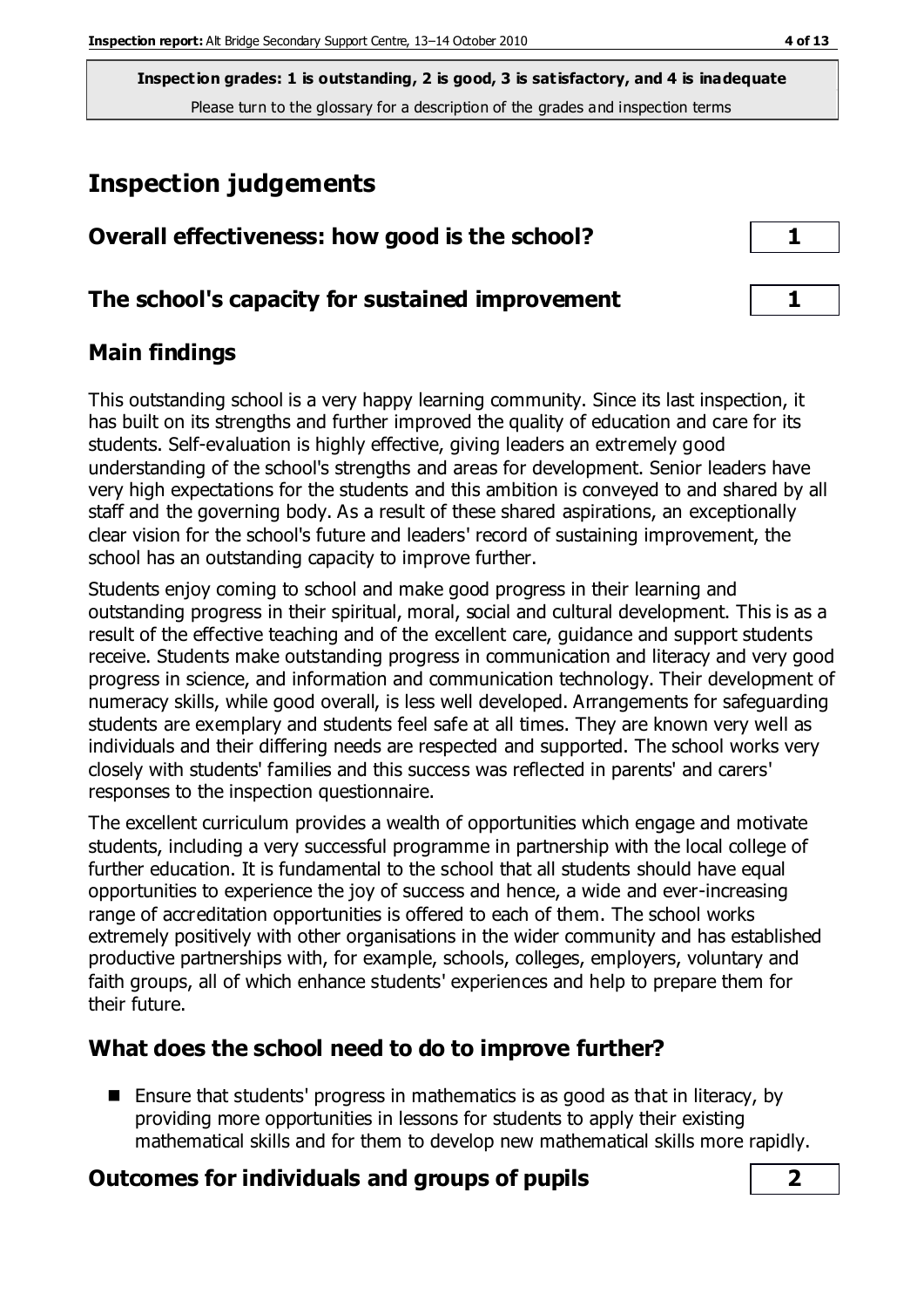**Inspection grades: 1 is outstanding, 2 is good, 3 is satisfactory, and 4 is inadequate**
Please turn to the glossary for a description of the grades and inspection terms

# Inspection judgements

## Overall effectiveness: how good is the school? **1**

## The school's capacity for sustained improvement **1**

## Main findings

This outstanding school is a very happy learning community. Since its last inspection, it has built on its strengths and further improved the quality of education and care for its students. Self-evaluation is highly effective, giving leaders an extremely good understanding of the school's strengths and areas for development. Senior leaders have very high expectations for the students and this ambition is conveyed to and shared by all staff and the governing body. As a result of these shared aspirations, an exceptionally clear vision for the school's future and leaders' record of sustaining improvement, the school has an outstanding capacity to improve further.

Students enjoy coming to school and make good progress in their learning and outstanding progress in their spiritual, moral, social and cultural development. This is as a result of the effective teaching and of the excellent care, guidance and support students receive. Students make outstanding progress in communication and literacy and very good progress in science, and information and communication technology. Their development of numeracy skills, while good overall, is less well developed. Arrangements for safeguarding students are exemplary and students feel safe at all times. They are known very well as individuals and their differing needs are respected and supported. The school works very closely with students' families and this success was reflected in parents' and carers' responses to the inspection questionnaire.

The excellent curriculum provides a wealth of opportunities which engage and motivate students, including a very successful programme in partnership with the local college of further education. It is fundamental to the school that all students should have equal opportunities to experience the joy of success and hence, a wide and ever-increasing range of accreditation opportunities is offered to each of them. The school works extremely positively with other organisations in the wider community and has established productive partnerships with, for example, schools, colleges, employers, voluntary and faith groups, all of which enhance students' experiences and help to prepare them for their future.

## What does the school need to do to improve further?

- Ensure that students' progress in mathematics is as good as that in literacy, by providing more opportunities in lessons for students to apply their existing mathematical skills and for them to develop new mathematical skills more rapidly.

## Outcomes for individuals and groups of pupils **2**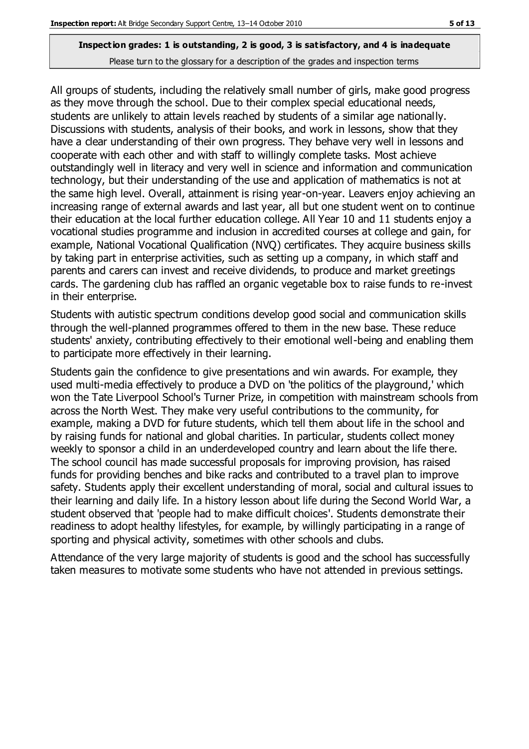**Inspection grades: 1 is outstanding, 2 is good, 3 is satisfactory, and 4 is inadequate**
Please turn to the glossary for a description of the grades and inspection terms

All groups of students, including the relatively small number of girls, make good progress as they move through the school. Due to their complex special educational needs, students are unlikely to attain levels reached by students of a similar age nationally. Discussions with students, analysis of their books, and work in lessons, show that they have a clear understanding of their own progress. They behave very well in lessons and cooperate with each other and with staff to willingly complete tasks. Most achieve outstandingly well in literacy and very well in science and information and communication technology, but their understanding of the use and application of mathematics is not at the same high level. Overall, attainment is rising year-on-year. Leavers enjoy achieving an increasing range of external awards and last year, all but one student went on to continue their education at the local further education college. All Year 10 and 11 students enjoy a vocational studies programme and inclusion in accredited courses at college and gain, for example, National Vocational Qualification (NVQ) certificates. They acquire business skills by taking part in enterprise activities, such as setting up a company, in which staff and parents and carers can invest and receive dividends, to produce and market greetings cards. The gardening club has raffled an organic vegetable box to raise funds to re-invest in their enterprise.

Students with autistic spectrum conditions develop good social and communication skills through the well-planned programmes offered to them in the new base. These reduce students' anxiety, contributing effectively to their emotional well-being and enabling them to participate more effectively in their learning.

Students gain the confidence to give presentations and win awards. For example, they used multi-media effectively to produce a DVD on 'the politics of the playground,' which won the Tate Liverpool School's Turner Prize, in competition with mainstream schools from across the North West. They make very useful contributions to the community, for example, making a DVD for future students, which tell them about life in the school and by raising funds for national and global charities. In particular, students collect money weekly to sponsor a child in an underdeveloped country and learn about the life there. The school council has made successful proposals for improving provision, has raised funds for providing benches and bike racks and contributed to a travel plan to improve safety. Students apply their excellent understanding of moral, social and cultural issues to their learning and daily life. In a history lesson about life during the Second World War, a student observed that 'people had to make difficult choices'. Students demonstrate their readiness to adopt healthy lifestyles, for example, by willingly participating in a range of sporting and physical activity, sometimes with other schools and clubs.

Attendance of the very large majority of students is good and the school has successfully taken measures to motivate some students who have not attended in previous settings.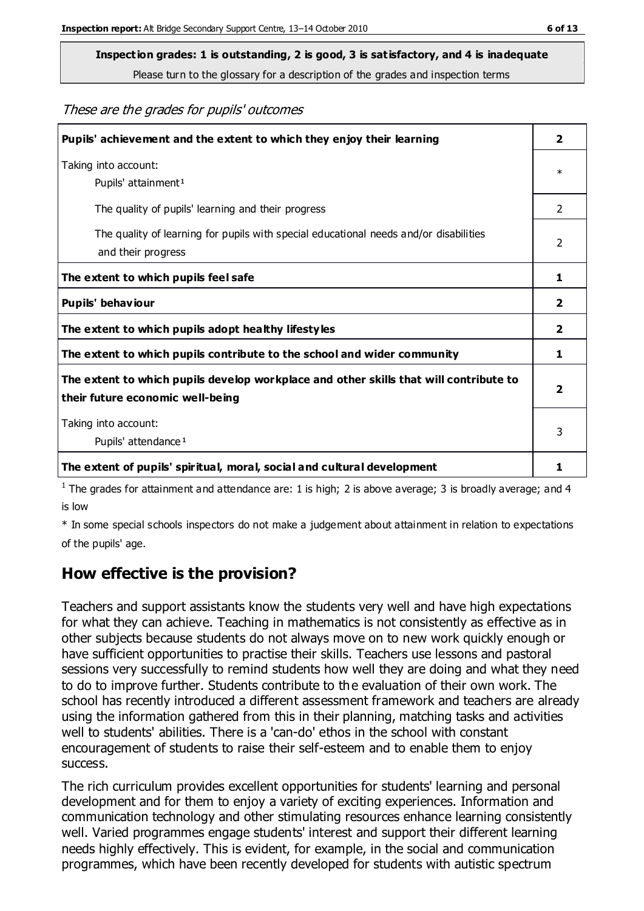**Inspection grades: 1 is outstanding, 2 is good, 3 is satisfactory, and 4 is inadequate**
Please turn to the glossary for a description of the grades and inspection terms

*These are the grades for pupils' outcomes*

| | |
|---|---|
| **Pupils' achievement and the extent to which they enjoy their learning** | **2** |
| Taking into account: Pupils' attainment[1] | * |
| The quality of pupils' learning and their progress | 2 |
| The quality of learning for pupils with special educational needs and/or disabilities and their progress | 2 |
| **The extent to which pupils feel safe** | **1** |
| **Pupils' behaviour** | **2** |
| **The extent to which pupils adopt healthy lifestyles** | **2** |
| **The extent to which pupils contribute to the school and wider community** | **1** |
| **The extent to which pupils develop workplace and other skills that will contribute to their future economic well-being** | **2** |
| Taking into account: Pupils' attendance[1] | 3 |
| **The extent of pupils' spiritual, moral, social and cultural development** | **1** |

[1] The grades for attainment and attendance are: 1 is high; 2 is above average; 3 is broadly average; and 4 is low

* In some special schools inspectors do not make a judgement about attainment in relation to expectations of the pupils' age.

## How effective is the provision?

Teachers and support assistants know the students very well and have high expectations for what they can achieve. Teaching in mathematics is not consistently as effective as in other subjects because students do not always move on to new work quickly enough or have sufficient opportunities to practise their skills. Teachers use lessons and pastoral sessions very successfully to remind students how well they are doing and what they need to do to improve further. Students contribute to the evaluation of their own work. The school has recently introduced a different assessment framework and teachers are already using the information gathered from this in their planning, matching tasks and activities well to students' abilities. There is a 'can-do' ethos in the school with constant encouragement of students to raise their self-esteem and to enable them to enjoy success.

The rich curriculum provides excellent opportunities for students' learning and personal development and for them to enjoy a variety of exciting experiences. Information and communication technology and other stimulating resources enhance learning consistently well. Varied programmes engage students' interest and support their different learning needs highly effectively. This is evident, for example, in the social and communication programmes, which have been recently developed for students with autistic spectrum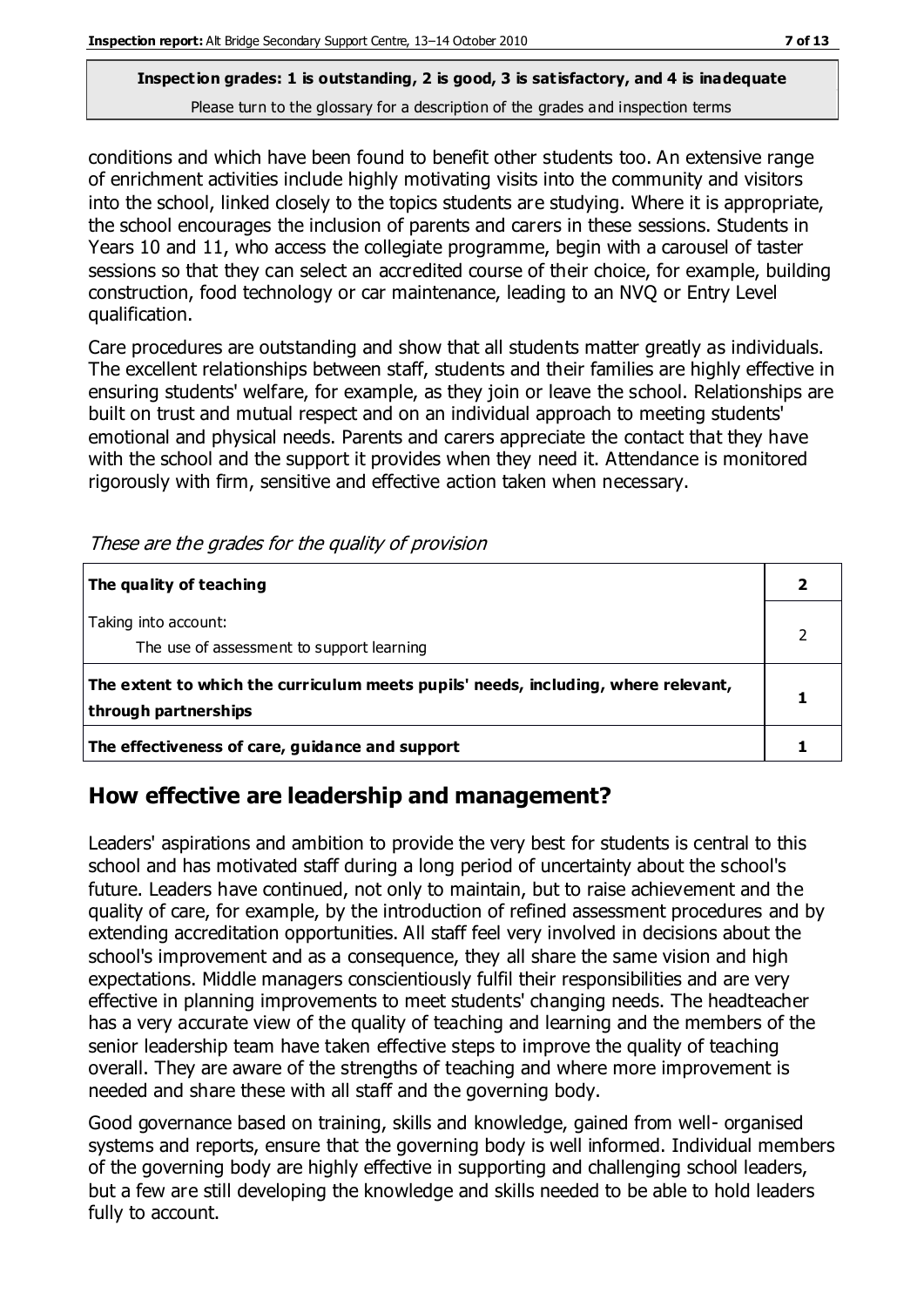**Inspection grades: 1 is outstanding, 2 is good, 3 is satisfactory, and 4 is inadequate**
Please turn to the glossary for a description of the grades and inspection terms

conditions and which have been found to benefit other students too. An extensive range of enrichment activities include highly motivating visits into the community and visitors into the school, linked closely to the topics students are studying. Where it is appropriate, the school encourages the inclusion of parents and carers in these sessions. Students in Years 10 and 11, who access the collegiate programme, begin with a carousel of taster sessions so that they can select an accredited course of their choice, for example, building construction, food technology or car maintenance, leading to an NVQ or Entry Level qualification.

Care procedures are outstanding and show that all students matter greatly as individuals. The excellent relationships between staff, students and their families are highly effective in ensuring students' welfare, for example, as they join or leave the school. Relationships are built on trust and mutual respect and on an individual approach to meeting students' emotional and physical needs. Parents and carers appreciate the contact that they have with the school and the support it provides when they need it. Attendance is monitored rigorously with firm, sensitive and effective action taken when necessary.

*These are the grades for the quality of provision*

| | |
|---|---|
| **The quality of teaching** | **2** |
| Taking into account:<br>The use of assessment to support learning | 2 |
| **The extent to which the curriculum meets pupils' needs, including, where relevant, through partnerships** | **1** |
| **The effectiveness of care, guidance and support** | **1** |

## How effective are leadership and management?

Leaders' aspirations and ambition to provide the very best for students is central to this school and has motivated staff during a long period of uncertainty about the school's future. Leaders have continued, not only to maintain, but to raise achievement and the quality of care, for example, by the introduction of refined assessment procedures and by extending accreditation opportunities. All staff feel very involved in decisions about the school's improvement and as a consequence, they all share the same vision and high expectations. Middle managers conscientiously fulfil their responsibilities and are very effective in planning improvements to meet students' changing needs. The headteacher has a very accurate view of the quality of teaching and learning and the members of the senior leadership team have taken effective steps to improve the quality of teaching overall. They are aware of the strengths of teaching and where more improvement is needed and share these with all staff and the governing body.

Good governance based on training, skills and knowledge, gained from well- organised systems and reports, ensure that the governing body is well informed. Individual members of the governing body are highly effective in supporting and challenging school leaders, but a few are still developing the knowledge and skills needed to be able to hold leaders fully to account.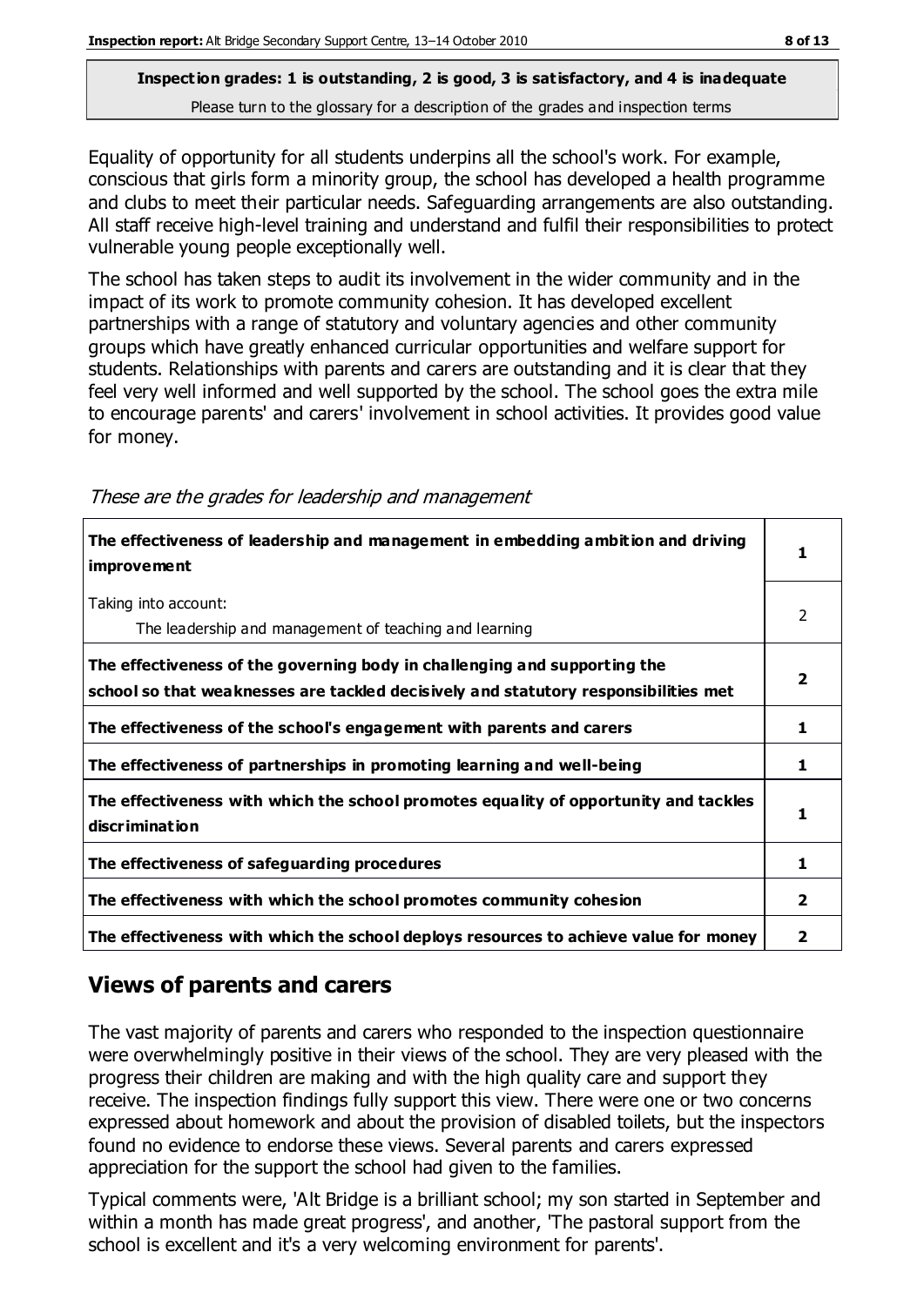**Inspection grades: 1 is outstanding, 2 is good, 3 is satisfactory, and 4 is inadequate**
Please turn to the glossary for a description of the grades and inspection terms

Equality of opportunity for all students underpins all the school's work. For example, conscious that girls form a minority group, the school has developed a health programme and clubs to meet their particular needs. Safeguarding arrangements are also outstanding. All staff receive high-level training and understand and fulfil their responsibilities to protect vulnerable young people exceptionally well.

The school has taken steps to audit its involvement in the wider community and in the impact of its work to promote community cohesion. It has developed excellent partnerships with a range of statutory and voluntary agencies and other community groups which have greatly enhanced curricular opportunities and welfare support for students. Relationships with parents and carers are outstanding and it is clear that they feel very well informed and well supported by the school. The school goes the extra mile to encourage parents' and carers' involvement in school activities. It provides good value for money.

*These are the grades for leadership and management*

| | |
|---|---|
| **The effectiveness of leadership and management in embedding ambition and driving improvement** | **1** |
| Taking into account: The leadership and management of teaching and learning | 2 |
| **The effectiveness of the governing body in challenging and supporting the school so that weaknesses are tackled decisively and statutory responsibilities met** | **2** |
| **The effectiveness of the school's engagement with parents and carers** | **1** |
| **The effectiveness of partnerships in promoting learning and well-being** | **1** |
| **The effectiveness with which the school promotes equality of opportunity and tackles discrimination** | **1** |
| **The effectiveness of safeguarding procedures** | **1** |
| **The effectiveness with which the school promotes community cohesion** | **2** |
| **The effectiveness with which the school deploys resources to achieve value for money** | **2** |

## Views of parents and carers

The vast majority of parents and carers who responded to the inspection questionnaire were overwhelmingly positive in their views of the school. They are very pleased with the progress their children are making and with the high quality care and support they receive. The inspection findings fully support this view. There were one or two concerns expressed about homework and about the provision of disabled toilets, but the inspectors found no evidence to endorse these views. Several parents and carers expressed appreciation for the support the school had given to the families.

Typical comments were, 'Alt Bridge is a brilliant school; my son started in September and within a month has made great progress', and another, 'The pastoral support from the school is excellent and it's a very welcoming environment for parents'.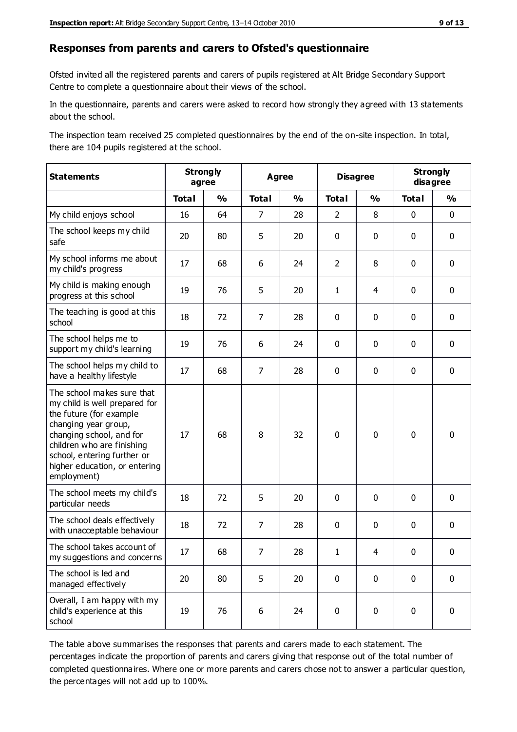## Responses from parents and carers to Ofsted's questionnaire

Ofsted invited all the registered parents and carers of pupils registered at Alt Bridge Secondary Support Centre to complete a questionnaire about their views of the school.

In the questionnaire, parents and carers were asked to record how strongly they agreed with 13 statements about the school.

The inspection team received 25 completed questionnaires by the end of the on-site inspection. In total, there are 104 pupils registered at the school.

| Statements | Strongly agree | | Agree | | Disagree | | Strongly disagree | |
|---|---|---|---|---|---|---|---|---|
| | Total | % | Total | % | Total | % | Total | % |
| My child enjoys school | 16 | 64 | 7 | 28 | 2 | 8 | 0 | 0 |
| The school keeps my child safe | 20 | 80 | 5 | 20 | 0 | 0 | 0 | 0 |
| My school informs me about my child's progress | 17 | 68 | 6 | 24 | 2 | 8 | 0 | 0 |
| My child is making enough progress at this school | 19 | 76 | 5 | 20 | 1 | 4 | 0 | 0 |
| The teaching is good at this school | 18 | 72 | 7 | 28 | 0 | 0 | 0 | 0 |
| The school helps me to support my child's learning | 19 | 76 | 6 | 24 | 0 | 0 | 0 | 0 |
| The school helps my child to have a healthy lifestyle | 17 | 68 | 7 | 28 | 0 | 0 | 0 | 0 |
| The school makes sure that my child is well prepared for the future (for example changing year group, changing school, and for children who are finishing school, entering further or higher education, or entering employment) | 17 | 68 | 8 | 32 | 0 | 0 | 0 | 0 |
| The school meets my child's particular needs | 18 | 72 | 5 | 20 | 0 | 0 | 0 | 0 |
| The school deals effectively with unacceptable behaviour | 18 | 72 | 7 | 28 | 0 | 0 | 0 | 0 |
| The school takes account of my suggestions and concerns | 17 | 68 | 7 | 28 | 1 | 4 | 0 | 0 |
| The school is led and managed effectively | 20 | 80 | 5 | 20 | 0 | 0 | 0 | 0 |
| Overall, I am happy with my child's experience at this school | 19 | 76 | 6 | 24 | 0 | 0 | 0 | 0 |

The table above summarises the responses that parents and carers made to each statement. The percentages indicate the proportion of parents and carers giving that response out of the total number of completed questionnaires. Where one or more parents and carers chose not to answer a particular question, the percentages will not add up to 100%.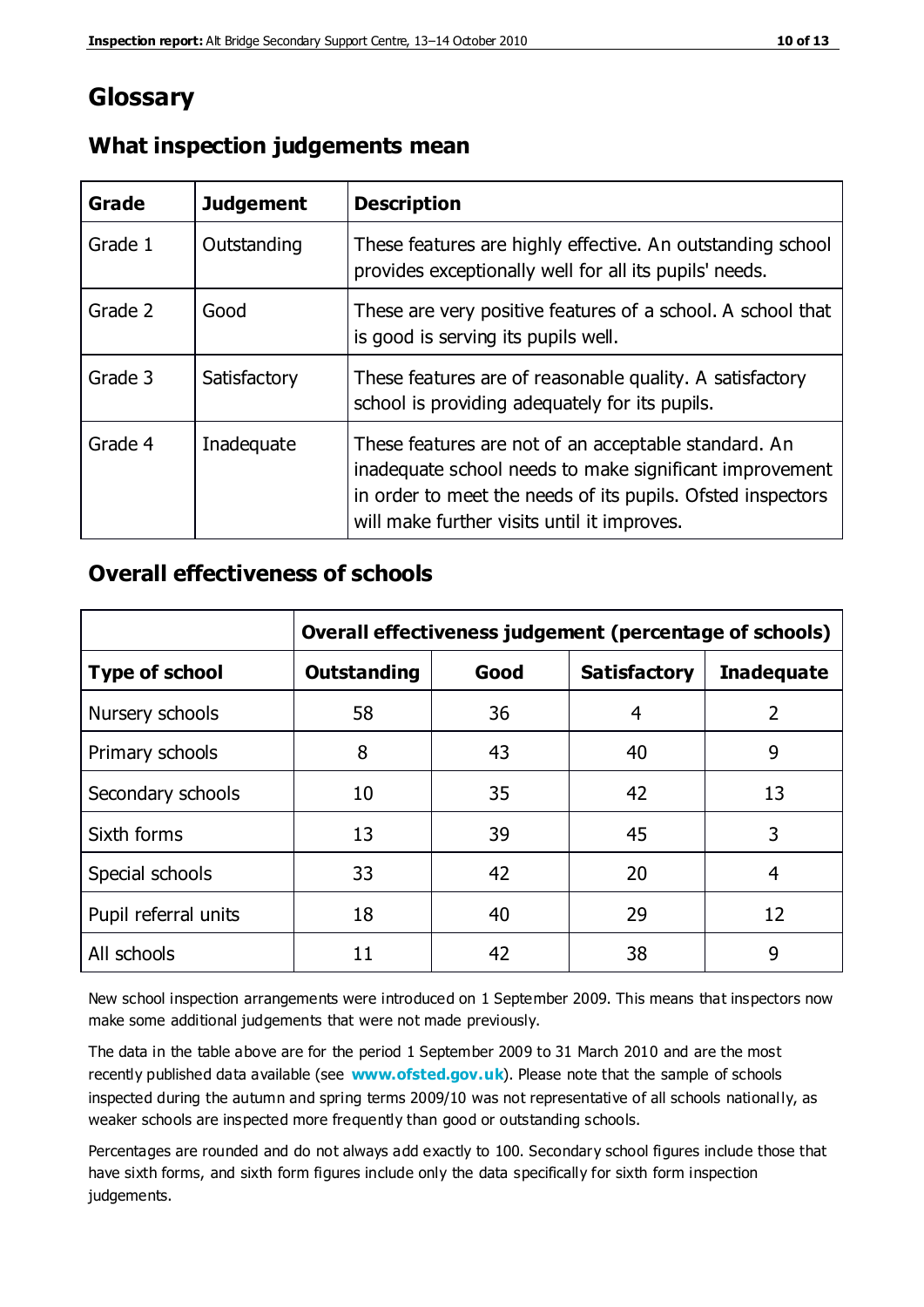# Glossary

## What inspection judgements mean

| Grade | Judgement | Description |
|---|---|---|
| Grade 1 | Outstanding | These features are highly effective. An outstanding school provides exceptionally well for all its pupils' needs. |
| Grade 2 | Good | These are very positive features of a school. A school that is good is serving its pupils well. |
| Grade 3 | Satisfactory | These features are of reasonable quality. A satisfactory school is providing adequately for its pupils. |
| Grade 4 | Inadequate | These features are not of an acceptable standard. An inadequate school needs to make significant improvement in order to meet the needs of its pupils. Ofsted inspectors will make further visits until it improves. |

## Overall effectiveness of schools

| | Overall effectiveness judgement (percentage of schools) | | | |
|---|---|---|---|---|
| **Type of school** | **Outstanding** | **Good** | **Satisfactory** | **Inadequate** |
| Nursery schools | 58 | 36 | 4 | 2 |
| Primary schools | 8 | 43 | 40 | 9 |
| Secondary schools | 10 | 35 | 42 | 13 |
| Sixth forms | 13 | 39 | 45 | 3 |
| Special schools | 33 | 42 | 20 | 4 |
| Pupil referral units | 18 | 40 | 29 | 12 |
| All schools | 11 | 42 | 38 | 9 |

New school inspection arrangements were introduced on 1 September 2009. This means that inspectors now make some additional judgements that were not made previously.

The data in the table above are for the period 1 September 2009 to 31 March 2010 and are the most recently published data available (see **www.ofsted.gov.uk**). Please note that the sample of schools inspected during the autumn and spring terms 2009/10 was not representative of all schools nationally, as weaker schools are inspected more frequently than good or outstanding schools.

Percentages are rounded and do not always add exactly to 100. Secondary school figures include those that have sixth forms, and sixth form figures include only the data specifically for sixth form inspection judgements.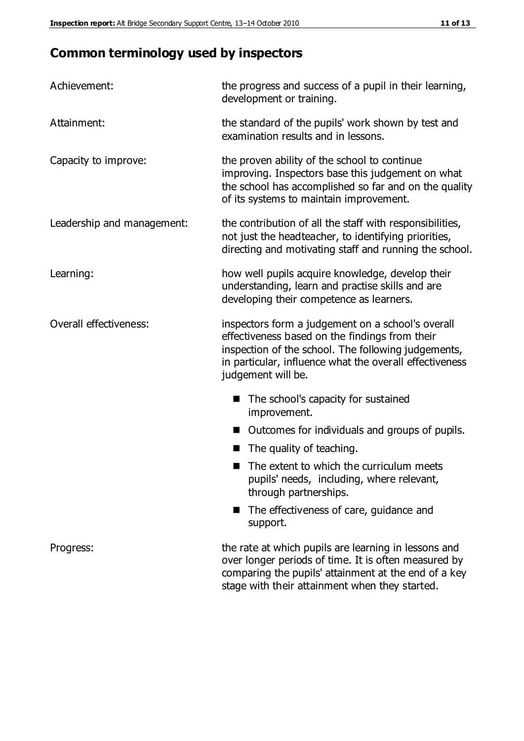## Common terminology used by inspectors

| | |
|---|---|
| Achievement: | the progress and success of a pupil in their learning, development or training. |
| Attainment: | the standard of the pupils' work shown by test and examination results and in lessons. |
| Capacity to improve: | the proven ability of the school to continue improving. Inspectors base this judgement on what the school has accomplished so far and on the quality of its systems to maintain improvement. |
| Leadership and management: | the contribution of all the staff with responsibilities, not just the headteacher, to identifying priorities, directing and motivating staff and running the school. |
| Learning: | how well pupils acquire knowledge, develop their understanding, learn and practise skills and are developing their competence as learners. |
| Overall effectiveness: | inspectors form a judgement on a school's overall effectiveness based on the findings from their inspection of the school. The following judgements, in particular, influence what the overall effectiveness judgement will be.<br>■ The school's capacity for sustained improvement.<br>■ Outcomes for individuals and groups of pupils.<br>■ The quality of teaching.<br>■ The extent to which the curriculum meets pupils' needs, including, where relevant, through partnerships.<br>■ The effectiveness of care, guidance and support. |
| Progress: | the rate at which pupils are learning in lessons and over longer periods of time. It is often measured by comparing the pupils' attainment at the end of a key stage with their attainment when they started. |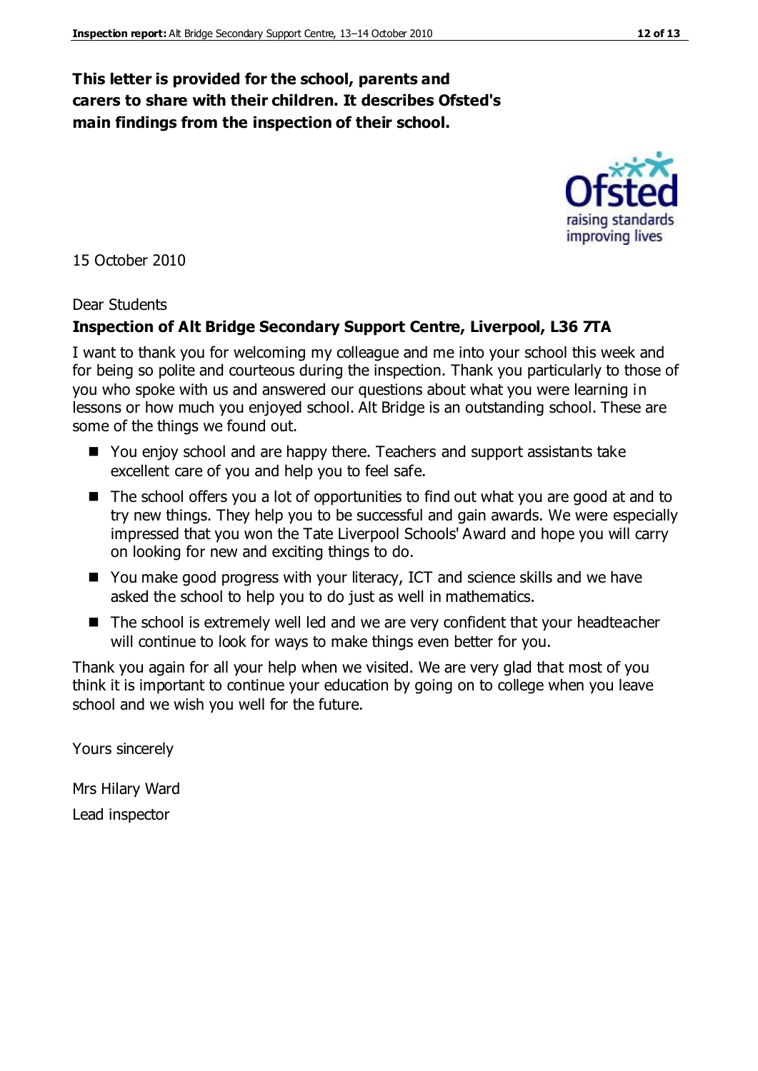**This letter is provided for the school, parents and carers to share with their children. It describes Ofsted's main findings from the inspection of their school.**

15 October 2010

Dear Students

**Inspection of Alt Bridge Secondary Support Centre, Liverpool, L36 7TA**

I want to thank you for welcoming my colleague and me into your school this week and for being so polite and courteous during the inspection. Thank you particularly to those of you who spoke with us and answered our questions about what you were learning in lessons or how much you enjoyed school. Alt Bridge is an outstanding school. These are some of the things we found out.

- You enjoy school and are happy there. Teachers and support assistants take excellent care of you and help you to feel safe.
- The school offers you a lot of opportunities to find out what you are good at and to try new things. They help you to be successful and gain awards. We were especially impressed that you won the Tate Liverpool Schools' Award and hope you will carry on looking for new and exciting things to do.
- You make good progress with your literacy, ICT and science skills and we have asked the school to help you to do just as well in mathematics.
- The school is extremely well led and we are very confident that your headteacher will continue to look for ways to make things even better for you.

Thank you again for all your help when we visited. We are very glad that most of you think it is important to continue your education by going on to college when you leave school and we wish you well for the future.

Yours sincerely

Mrs Hilary Ward

Lead inspector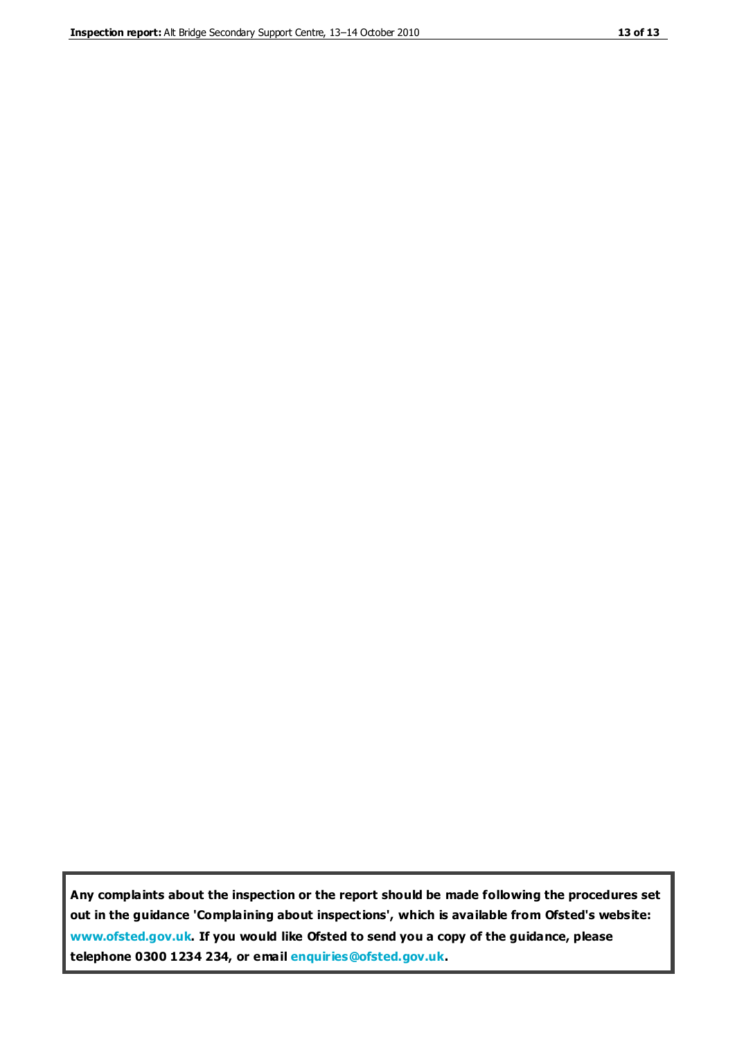**Any complaints about the inspection or the report should be made following the procedures set out in the guidance 'Complaining about inspections', which is available from Ofsted's website: www.ofsted.gov.uk. If you would like Ofsted to send you a copy of the guidance, please telephone 0300 1234 234, or email enquiries@ofsted.gov.uk.**